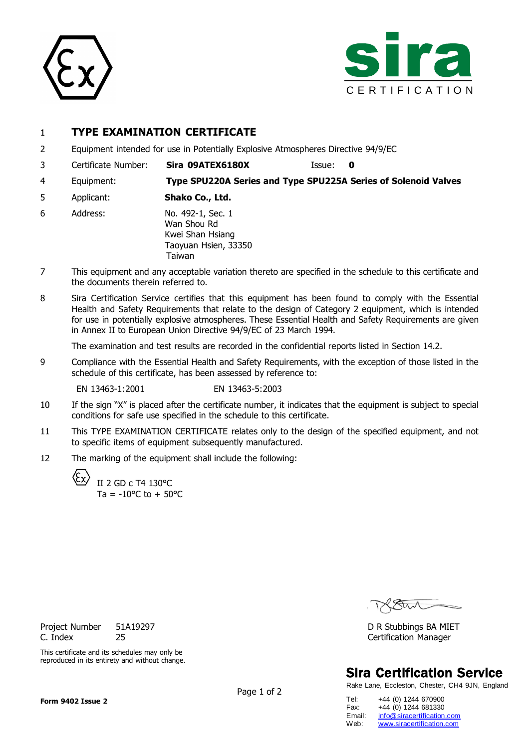# 1 TYPE EXAMINATION CERTIFICATE

2 Equipment intended for use in Potentially Explosive Atmospheres Directive 94/9/EC

3 Certificate Number: **Sira 09ATEX6180X** Issue: **0**

4 Equipment: **Type SPU220A Series and Type SPU225A Series of Solenoid Valves**

5 Applicant: **Shako Co., Ltd.**

6 Address: No. 492-1, Sec. 1
Wan Shou Rd
Kwei Shan Hsiang
Taoyuan Hsien, 33350
Taiwan

7 This equipment and any acceptable variation thereto are specified in the schedule to this certificate and the documents therein referred to.

8 Sira Certification Service certifies that this equipment has been found to comply with the Essential Health and Safety Requirements that relate to the design of Category 2 equipment, which is intended for use in potentially explosive atmospheres. These Essential Health and Safety Requirements are given in Annex II to European Union Directive 94/9/EC of 23 March 1994.

The examination and test results are recorded in the confidential reports listed in Section 14.2.

9 Compliance with the Essential Health and Safety Requirements, with the exception of those listed in the schedule of this certificate, has been assessed by reference to:

EN 13463-1:2001 EN 13463-5:2003

10 If the sign "X" is placed after the certificate number, it indicates that the equipment is subject to special conditions for safe use specified in the schedule to this certificate.

11 This TYPE EXAMINATION CERTIFICATE relates only to the design of the specified equipment, and not to specific items of equipment subsequently manufactured.

12 The marking of the equipment shall include the following:

II 2 GD c T4 130°C
Ta = -10°C to + 50°C

Project Number 51A19297
C. Index 25

This certificate and its schedules may only be reproduced in its entirety and without change.

D R Stubbings BA MIET
Certification Manager

**Sira Certification Service**
Rake Lane, Eccleston, Chester, CH4 9JN, England

Tel: +44 (0) 1244 670900
Fax: +44 (0) 1244 681330
Email: info@siracertification.com
Web: www.siracertification.com

**Form 9402 Issue 2**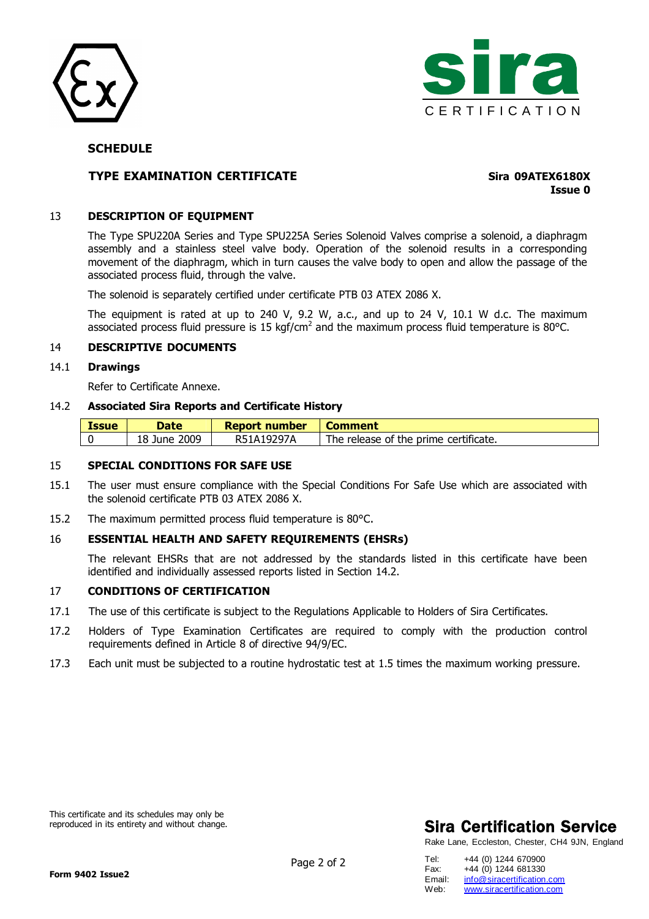# SCHEDULE

## TYPE EXAMINATION CERTIFICATE

**Sira 09ATEX6180X**
**Issue 0**

### 13 DESCRIPTION OF EQUIPMENT

The Type SPU220A Series and Type SPU225A Series Solenoid Valves comprise a solenoid, a diaphragm assembly and a stainless steel valve body. Operation of the solenoid results in a corresponding movement of the diaphragm, which in turn causes the valve body to open and allow the passage of the associated process fluid, through the valve.

The solenoid is separately certified under certificate PTB 03 ATEX 2086 X.

The equipment is rated at up to 240 V, 9.2 W, a.c., and up to 24 V, 10.1 W d.c. The maximum associated process fluid pressure is 15 kgf/cm$^2$ and the maximum process fluid temperature is 80°C.

### 14 DESCRIPTIVE DOCUMENTS

#### 14.1 Drawings

Refer to Certificate Annexe.

#### 14.2 Associated Sira Reports and Certificate History

| Issue | Date | Report number | Comment |
|---|---|---|---|
| 0 | 18 June 2009 | R51A19297A | The release of the prime certificate. |

### 15 SPECIAL CONDITIONS FOR SAFE USE

15.1 The user must ensure compliance with the Special Conditions For Safe Use which are associated with the solenoid certificate PTB 03 ATEX 2086 X.

15.2 The maximum permitted process fluid temperature is 80°C.

### 16 ESSENTIAL HEALTH AND SAFETY REQUIREMENTS (EHSRs)

The relevant EHSRs that are not addressed by the standards listed in this certificate have been identified and individually assessed reports listed in Section 14.2.

### 17 CONDITIONS OF CERTIFICATION

17.1 The use of this certificate is subject to the Regulations Applicable to Holders of Sira Certificates.

17.2 Holders of Type Examination Certificates are required to comply with the production control requirements defined in Article 8 of directive 94/9/EC.

17.3 Each unit must be subjected to a routine hydrostatic test at 1.5 times the maximum working pressure.

This certificate and its schedules may only be reproduced in its entirety and without change.

**Sira Certification Service**
Rake Lane, Eccleston, Chester, CH4 9JN, England

Tel: +44 (0) 1244 670900
Fax: +44 (0) 1244 681330
Email: info@siracertification.com
Web: www.siracertification.com

**Form 9402 Issue2**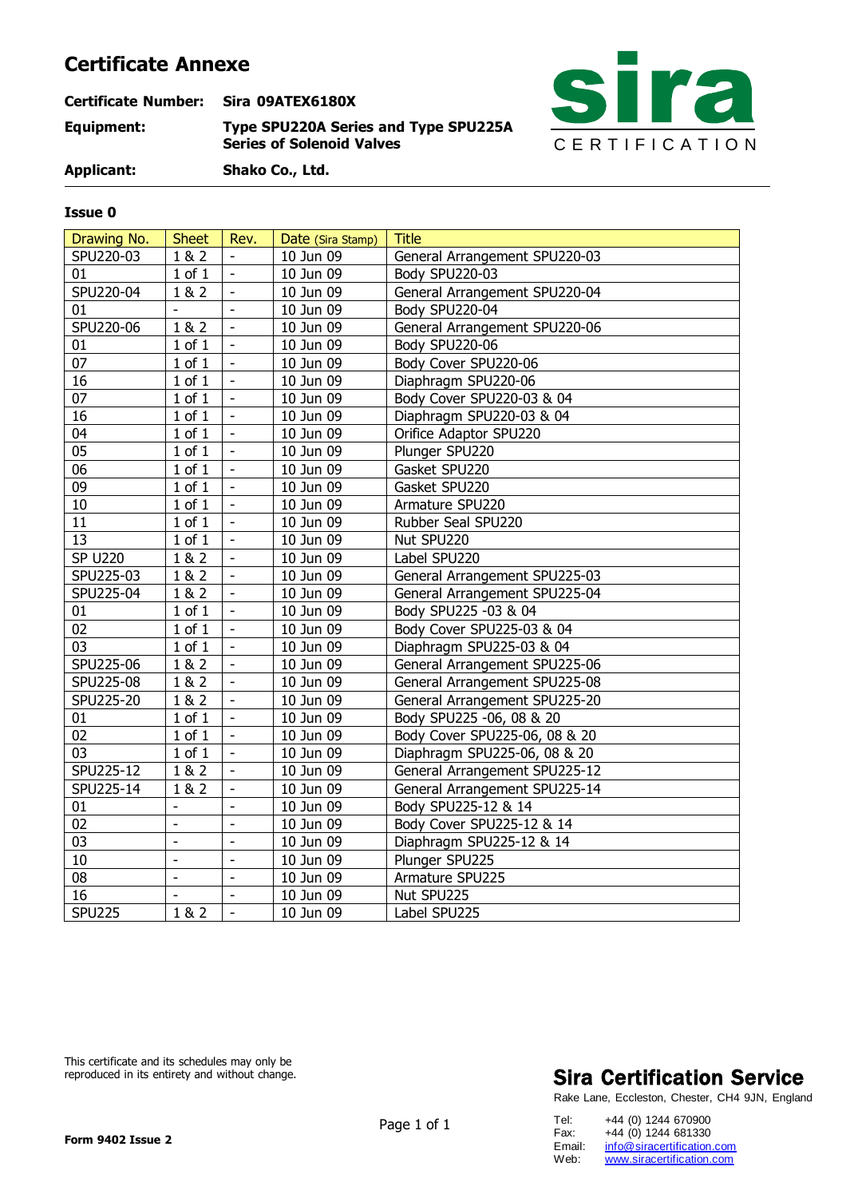# Certificate Annexe

**Certificate Number:** **Sira 09ATEX6180X**

**Equipment:** **Type SPU220A Series and Type SPU225A Series of Solenoid Valves**

**Applicant:** **Shako Co., Ltd.**

sira CERTIFICATION

**Issue 0**

| Drawing No. | Sheet | Rev. | Date (Sira Stamp) | Title |
|---|---|---|---|---|
| SPU220-03 | 1 & 2 | - | 10 Jun 09 | General Arrangement SPU220-03 |
| 01 | 1 of 1 | - | 10 Jun 09 | Body SPU220-03 |
| SPU220-04 | 1 & 2 | - | 10 Jun 09 | General Arrangement SPU220-04 |
| 01 | - | - | 10 Jun 09 | Body SPU220-04 |
| SPU220-06 | 1 & 2 | - | 10 Jun 09 | General Arrangement SPU220-06 |
| 01 | 1 of 1 | - | 10 Jun 09 | Body SPU220-06 |
| 07 | 1 of 1 | - | 10 Jun 09 | Body Cover SPU220-06 |
| 16 | 1 of 1 | - | 10 Jun 09 | Diaphragm SPU220-06 |
| 07 | 1 of 1 | - | 10 Jun 09 | Body Cover SPU220-03 & 04 |
| 16 | 1 of 1 | - | 10 Jun 09 | Diaphragm SPU220-03 & 04 |
| 04 | 1 of 1 | - | 10 Jun 09 | Orifice Adaptor SPU220 |
| 05 | 1 of 1 | - | 10 Jun 09 | Plunger SPU220 |
| 06 | 1 of 1 | - | 10 Jun 09 | Gasket SPU220 |
| 09 | 1 of 1 | - | 10 Jun 09 | Gasket SPU220 |
| 10 | 1 of 1 | - | 10 Jun 09 | Armature SPU220 |
| 11 | 1 of 1 | - | 10 Jun 09 | Rubber Seal SPU220 |
| 13 | 1 of 1 | - | 10 Jun 09 | Nut SPU220 |
| SP U220 | 1 & 2 | - | 10 Jun 09 | Label SPU220 |
| SPU225-03 | 1 & 2 | - | 10 Jun 09 | General Arrangement SPU225-03 |
| SPU225-04 | 1 & 2 | - | 10 Jun 09 | General Arrangement SPU225-04 |
| 01 | 1 of 1 | - | 10 Jun 09 | Body SPU225 -03 & 04 |
| 02 | 1 of 1 | - | 10 Jun 09 | Body Cover SPU225-03 & 04 |
| 03 | 1 of 1 | - | 10 Jun 09 | Diaphragm SPU225-03 & 04 |
| SPU225-06 | 1 & 2 | - | 10 Jun 09 | General Arrangement SPU225-06 |
| SPU225-08 | 1 & 2 | - | 10 Jun 09 | General Arrangement SPU225-08 |
| SPU225-20 | 1 & 2 | - | 10 Jun 09 | General Arrangement SPU225-20 |
| 01 | 1 of 1 | - | 10 Jun 09 | Body SPU225 -06, 08 & 20 |
| 02 | 1 of 1 | - | 10 Jun 09 | Body Cover SPU225-06, 08 & 20 |
| 03 | 1 of 1 | - | 10 Jun 09 | Diaphragm SPU225-06, 08 & 20 |
| SPU225-12 | 1 & 2 | - | 10 Jun 09 | General Arrangement SPU225-12 |
| SPU225-14 | 1 & 2 | - | 10 Jun 09 | General Arrangement SPU225-14 |
| 01 | - | - | 10 Jun 09 | Body SPU225-12 & 14 |
| 02 | - | - | 10 Jun 09 | Body Cover SPU225-12 & 14 |
| 03 | - | - | 10 Jun 09 | Diaphragm SPU225-12 & 14 |
| 10 | - | - | 10 Jun 09 | Plunger SPU225 |
| 08 | - | - | 10 Jun 09 | Armature SPU225 |
| 16 | - | - | 10 Jun 09 | Nut SPU225 |
| SPU225 | 1 & 2 | - | 10 Jun 09 | Label SPU225 |

This certificate and its schedules may only be reproduced in its entirety and without change.

**Form 9402 Issue 2**

**Sira Certification Service**

Rake Lane, Eccleston, Chester, CH4 9JN, England

Tel: +44 (0) 1244 670900
Fax: +44 (0) 1244 681330
Email: info@siracertification.com
Web: www.siracertification.com